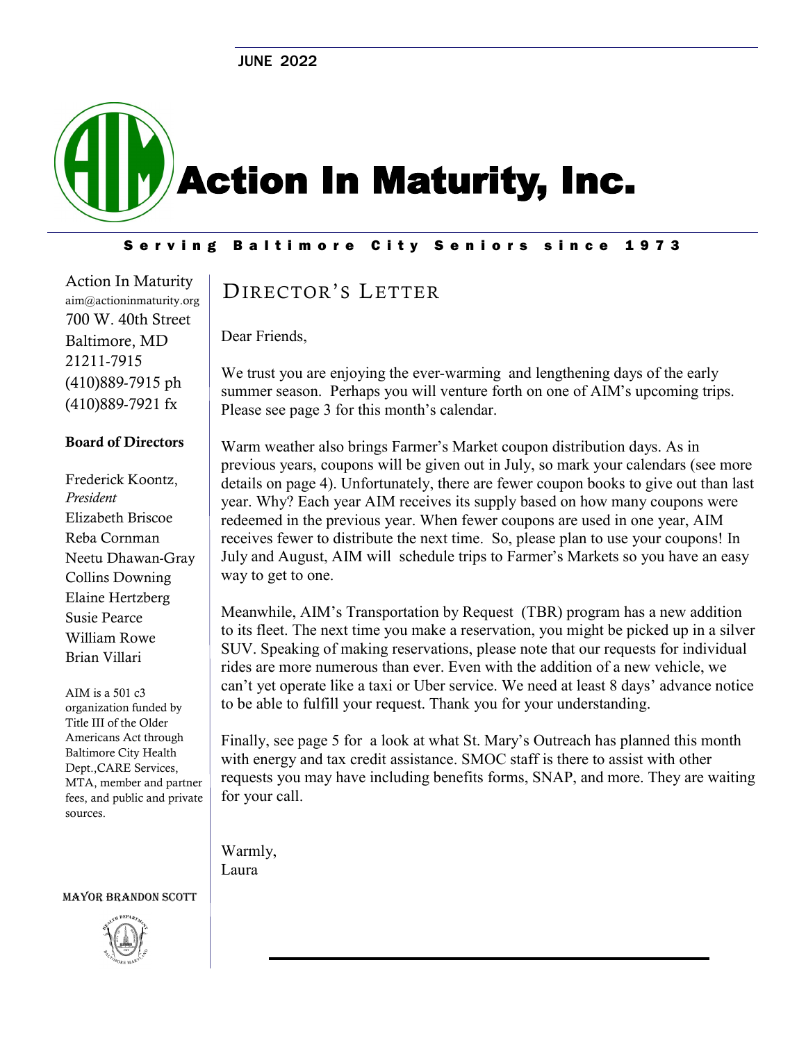JUNE 2022

# Action In Maturity, Inc.

Serving Baltimore City Seniors since 1973

Action In Maturity
aim@actioninmaturity.org
700 W. 40th Street
Baltimore, MD
21211-7915
(410)889-7915 ph
(410)889-7921 fx

**Board of Directors**

Frederick Koontz, *President*
Elizabeth Briscoe
Reba Cornman
Neetu Dhawan-Gray
Collins Downing
Elaine Hertzberg
Susie Pearce
William Rowe
Brian Villari

AIM is a 501 c3 organization funded by Title III of the Older Americans Act through Baltimore City Health Dept.,CARE Services, MTA, member and partner fees, and public and private sources.

MAYOR BRANDON SCOTT

## DIRECTOR'S LETTER

Dear Friends,

We trust you are enjoying the ever-warming and lengthening days of the early summer season. Perhaps you will venture forth on one of AIM's upcoming trips. Please see page 3 for this month's calendar.

Warm weather also brings Farmer's Market coupon distribution days. As in previous years, coupons will be given out in July, so mark your calendars (see more details on page 4). Unfortunately, there are fewer coupon books to give out than last year. Why? Each year AIM receives its supply based on how many coupons were redeemed in the previous year. When fewer coupons are used in one year, AIM receives fewer to distribute the next time. So, please plan to use your coupons! In July and August, AIM will schedule trips to Farmer's Markets so you have an easy way to get to one.

Meanwhile, AIM's Transportation by Request (TBR) program has a new addition to its fleet. The next time you make a reservation, you might be picked up in a silver SUV. Speaking of making reservations, please note that our requests for individual rides are more numerous than ever. Even with the addition of a new vehicle, we can't yet operate like a taxi or Uber service. We need at least 8 days' advance notice to be able to fulfill your request. Thank you for your understanding.

Finally, see page 5 for a look at what St. Mary's Outreach has planned this month with energy and tax credit assistance. SMOC staff is there to assist with other requests you may have including benefits forms, SNAP, and more. They are waiting for your call.

Warmly,
Laura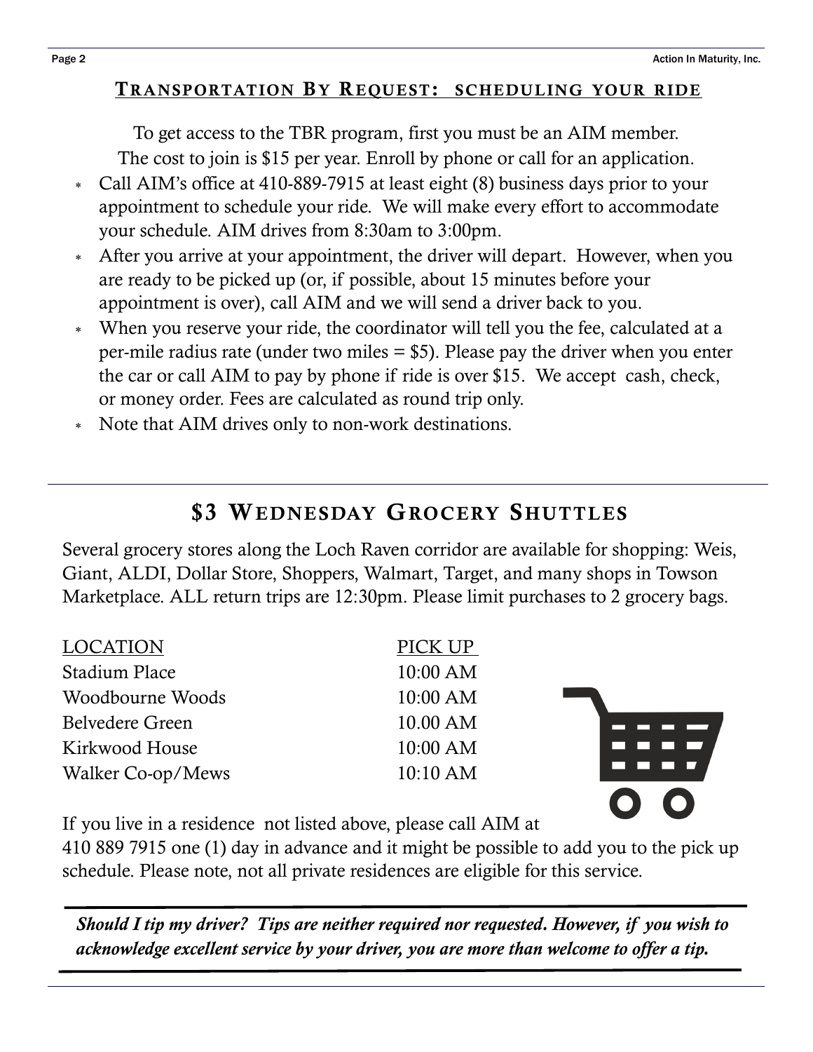## Transportation By Request: scheduling your ride

To get access to the TBR program, first you must be an AIM member. The cost to join is $15 per year. Enroll by phone or call for an application.

- Call AIM's office at 410-889-7915 at least eight (8) business days prior to your appointment to schedule your ride. We will make every effort to accommodate your schedule. AIM drives from 8:30am to 3:00pm.
- After you arrive at your appointment, the driver will depart. However, when you are ready to be picked up (or, if possible, about 15 minutes before your appointment is over), call AIM and we will send a driver back to you.
- When you reserve your ride, the coordinator will tell you the fee, calculated at a per-mile radius rate (under two miles = $5). Please pay the driver when you enter the car or call AIM to pay by phone if ride is over $15. We accept cash, check, or money order. Fees are calculated as round trip only.
- Note that AIM drives only to non-work destinations.

## $3 Wednesday Grocery Shuttles

Several grocery stores along the Loch Raven corridor are available for shopping: Weis, Giant, ALDI, Dollar Store, Shoppers, Walmart, Target, and many shops in Towson Marketplace. ALL return trips are 12:30pm. Please limit purchases to 2 grocery bags.

| LOCATION | PICK UP |
|---|---|
| Stadium Place | 10:00 AM |
| Woodbourne Woods | 10:00 AM |
| Belvedere Green | 10.00 AM |
| Kirkwood House | 10:00 AM |
| Walker Co-op/Mews | 10:10 AM |

If you live in a residence not listed above, please call AIM at 410 889 7915 one (1) day in advance and it might be possible to add you to the pick up schedule. Please note, not all private residences are eligible for this service.

***Should I tip my driver? Tips are neither required nor requested. However, if you wish to acknowledge excellent service by your driver, you are more than welcome to offer a tip.***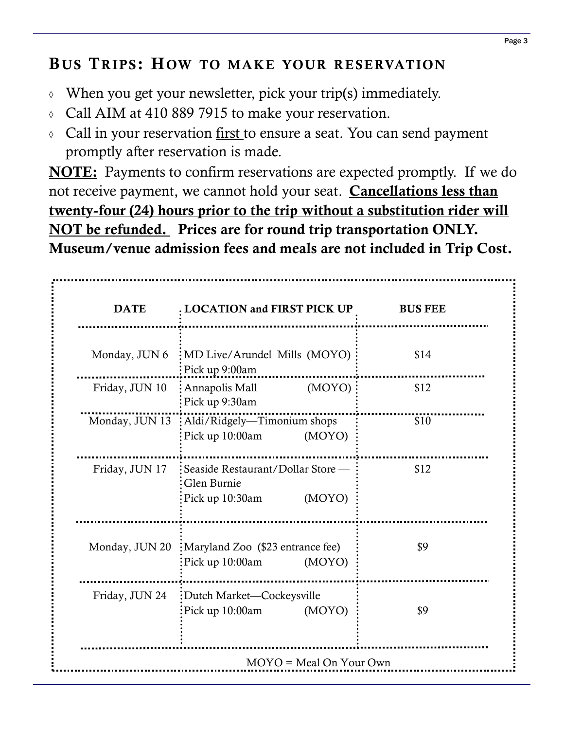## Bus Trips: How to make your reservation

- When you get your newsletter, pick your trip(s) immediately.
- Call AIM at 410 889 7915 to make your reservation.
- Call in your reservation first to ensure a seat. You can send payment promptly after reservation is made.

**NOTE:** Payments to confirm reservations are expected promptly. If we do not receive payment, we cannot hold your seat. **Cancellations less than twenty-four (24) hours prior to the trip without a substitution rider will NOT be refunded. Prices are for round trip transportation ONLY. Museum/venue admission fees and meals are not included in Trip Cost.**

| DATE | LOCATION and FIRST PICK UP | BUS FEE |
|---|---|---|
| Monday, JUN 6 | MD Live/Arundel Mills (MOYO) Pick up 9:00am | $14 |
| Friday, JUN 10 | Annapolis Mall (MOYO) Pick up 9:30am | $12 |
| Monday, JUN 13 | Aldi/Ridgely—Timonium shops Pick up 10:00am (MOYO) | $10 |
| Friday, JUN 17 | Seaside Restaurant/Dollar Store — Glen Burnie Pick up 10:30am (MOYO) | $12 |
| Monday, JUN 20 | Maryland Zoo ($23 entrance fee) Pick up 10:00am (MOYO) | $9 |
| Friday, JUN 24 | Dutch Market—Cockeysville Pick up 10:00am (MOYO) | $9 |

MOYO = Meal On Your Own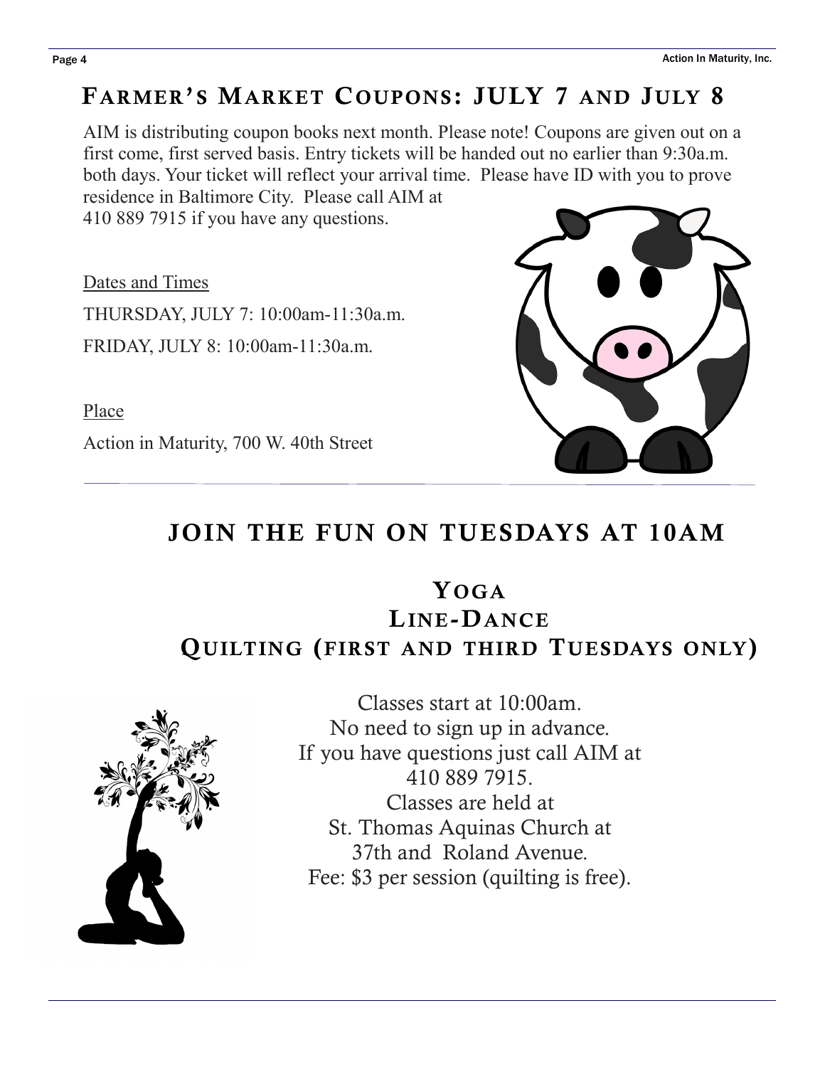## Farmer's Market Coupons: JULY 7 and July 8

AIM is distributing coupon books next month. Please note! Coupons are given out on a first come, first served basis. Entry tickets will be handed out no earlier than 9:30a.m. both days. Your ticket will reflect your arrival time. Please have ID with you to prove residence in Baltimore City. Please call AIM at 410 889 7915 if you have any questions.

Dates and Times

THURSDAY, JULY 7: 10:00am-11:30a.m.

FRIDAY, JULY 8: 10:00am-11:30a.m.

Place

Action in Maturity, 700 W. 40th Street

## JOIN THE FUN ON TUESDAYS AT 10AM

### Yoga
### Line-Dance
### Quilting (first and third Tuesdays only)

Classes start at 10:00am.
No need to sign up in advance.
If you have questions just call AIM at 410 889 7915.
Classes are held at St. Thomas Aquinas Church at 37th and Roland Avenue.
Fee: $3 per session (quilting is free).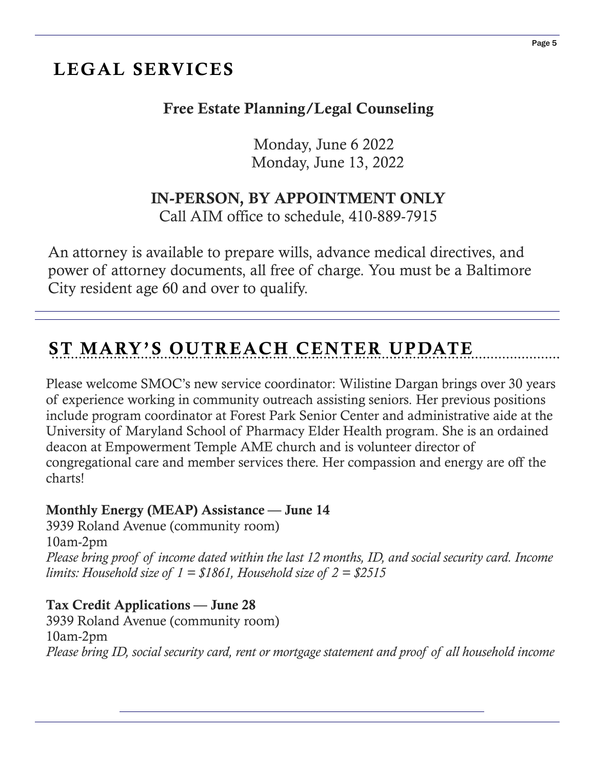## LEGAL SERVICES

### Free Estate Planning/Legal Counseling

Monday, June 6 2022
Monday, June 13, 2022

**IN-PERSON, BY APPOINTMENT ONLY**
Call AIM office to schedule, 410-889-7915

An attorney is available to prepare wills, advance medical directives, and power of attorney documents, all free of charge. You must be a Baltimore City resident age 60 and over to qualify.

## ST MARY'S OUTREACH CENTER UPDATE

Please welcome SMOC's new service coordinator: Wilistine Dargan brings over 30 years of experience working in community outreach assisting seniors. Her previous positions include program coordinator at Forest Park Senior Center and administrative aide at the University of Maryland School of Pharmacy Elder Health program. She is an ordained deacon at Empowerment Temple AME church and is volunteer director of congregational care and member services there. Her compassion and energy are off the charts!

**Monthly Energy (MEAP) Assistance — June 14**
3939 Roland Avenue (community room)
10am-2pm
*Please bring proof of income dated within the last 12 months, ID, and social security card. Income limits: Household size of 1 = $1861, Household size of 2 = $2515*

**Tax Credit Applications — June 28**
3939 Roland Avenue (community room)
10am-2pm
*Please bring ID, social security card, rent or mortgage statement and proof of all household income*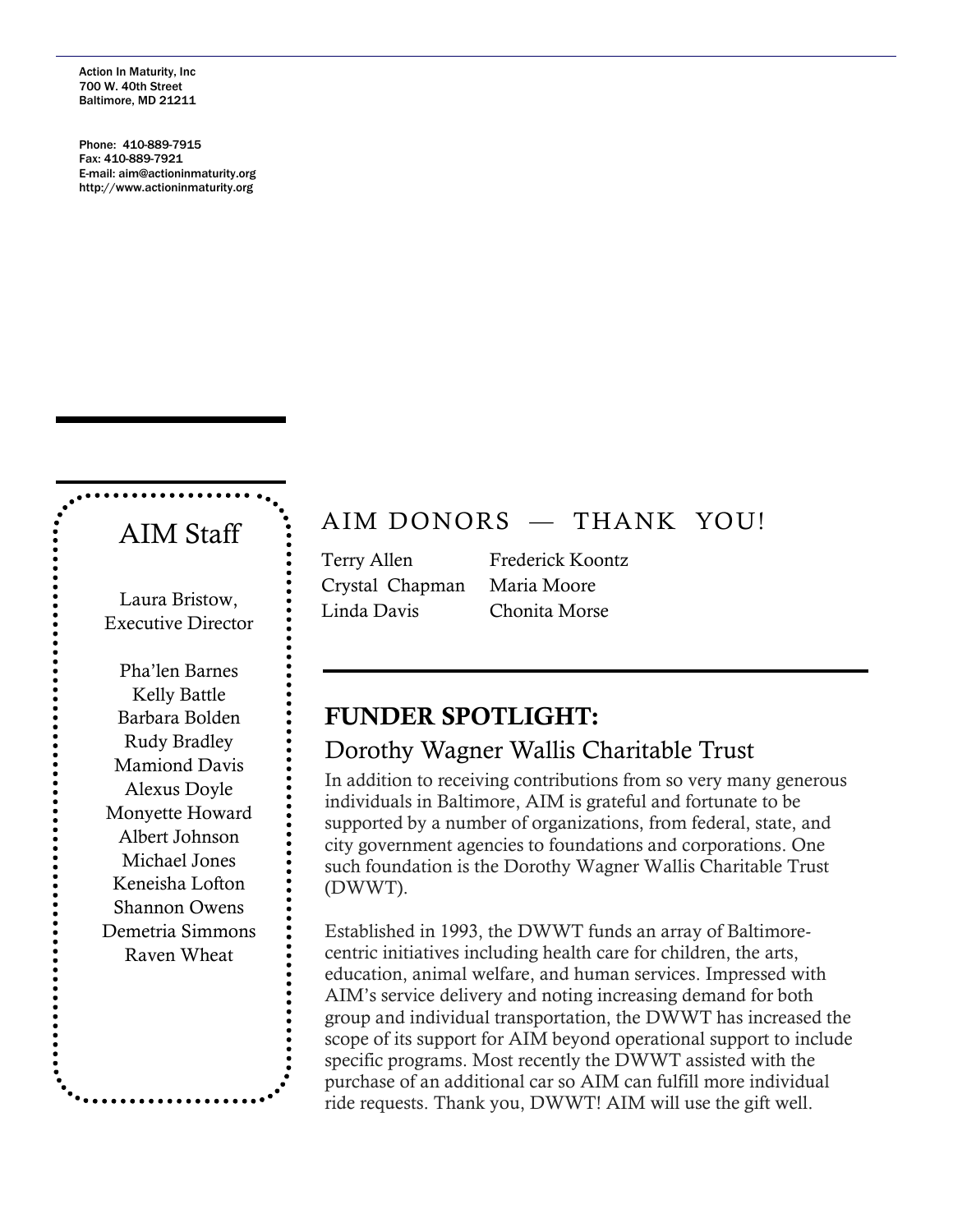Action In Maturity, Inc
700 W. 40th Street
Baltimore, MD 21211

Phone: 410-889-7915
Fax: 410-889-7921
E-mail: aim@actioninmaturity.org
http://www.actioninmaturity.org

## AIM Staff

Laura Bristow,
Executive Director

Pha'len Barnes
Kelly Battle
Barbara Bolden
Rudy Bradley
Mamiond Davis
Alexus Doyle
Monyette Howard
Albert Johnson
Michael Jones
Keneisha Lofton
Shannon Owens
Demetria Simmons
Raven Wheat

## AIM DONORS — THANK YOU!

Terry Allen
Crystal Chapman
Linda Davis
Frederick Koontz
Maria Moore
Chonita Morse

## FUNDER SPOTLIGHT:

### Dorothy Wagner Wallis Charitable Trust

In addition to receiving contributions from so very many generous individuals in Baltimore, AIM is grateful and fortunate to be supported by a number of organizations, from federal, state, and city government agencies to foundations and corporations. One such foundation is the Dorothy Wagner Wallis Charitable Trust (DWWT).

Established in 1993, the DWWT funds an array of Baltimore-centric initiatives including health care for children, the arts, education, animal welfare, and human services. Impressed with AIM's service delivery and noting increasing demand for both group and individual transportation, the DWWT has increased the scope of its support for AIM beyond operational support to include specific programs. Most recently the DWWT assisted with the purchase of an additional car so AIM can fulfill more individual ride requests. Thank you, DWWT! AIM will use the gift well.